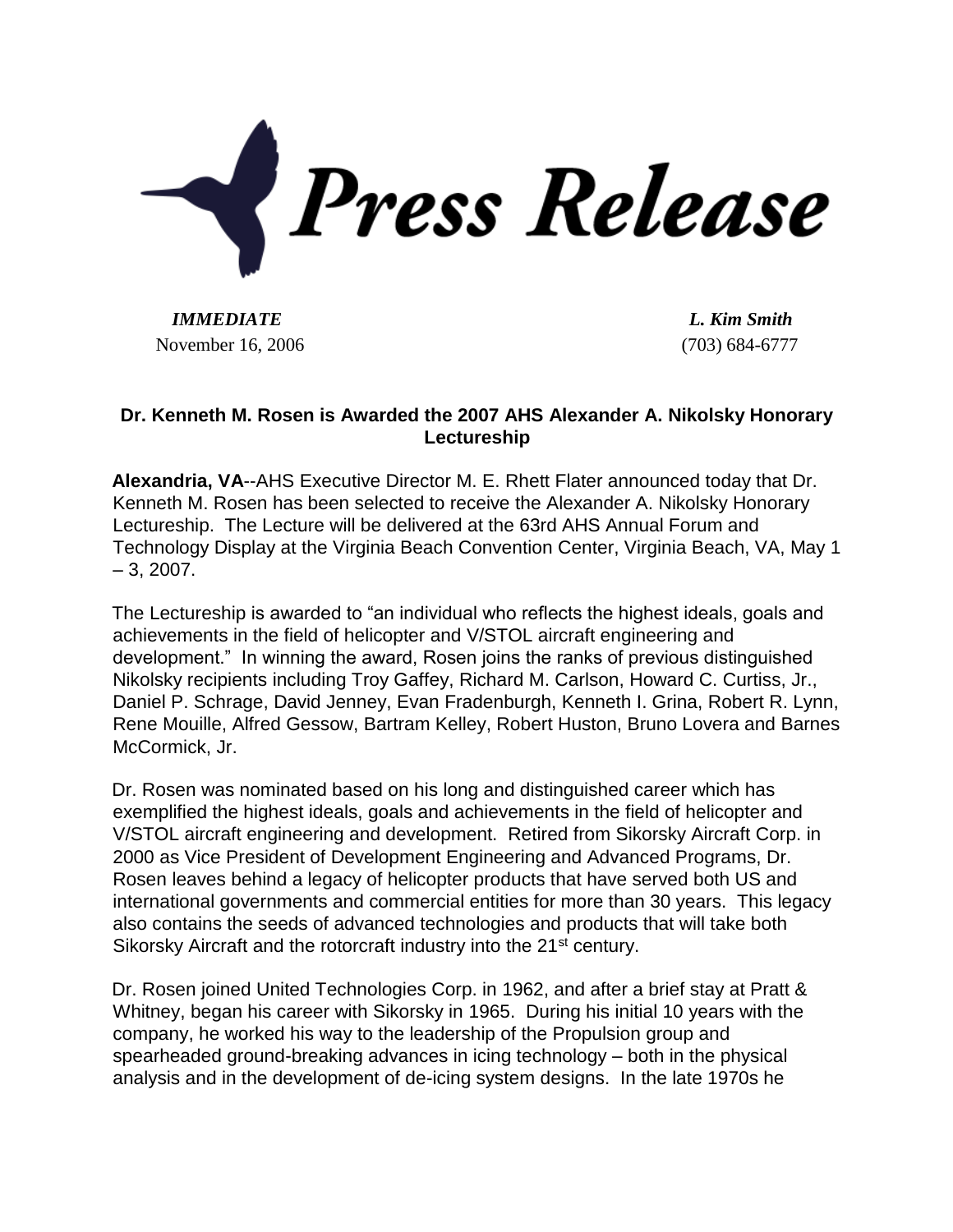# Press Release

*IMMEDIATE*
November 16, 2006

***L. Kim Smith***
(703) 684-6777

**Dr. Kenneth M. Rosen is Awarded the 2007 AHS Alexander A. Nikolsky Honorary Lectureship**

**Alexandria, VA**--AHS Executive Director M. E. Rhett Flater announced today that Dr. Kenneth M. Rosen has been selected to receive the Alexander A. Nikolsky Honorary Lectureship. The Lecture will be delivered at the 63rd AHS Annual Forum and Technology Display at the Virginia Beach Convention Center, Virginia Beach, VA, May 1 – 3, 2007.

The Lectureship is awarded to "an individual who reflects the highest ideals, goals and achievements in the field of helicopter and V/STOL aircraft engineering and development." In winning the award, Rosen joins the ranks of previous distinguished Nikolsky recipients including Troy Gaffey, Richard M. Carlson, Howard C. Curtiss, Jr., Daniel P. Schrage, David Jenney, Evan Fradenburgh, Kenneth I. Grina, Robert R. Lynn, Rene Mouille, Alfred Gessow, Bartram Kelley, Robert Huston, Bruno Lovera and Barnes McCormick, Jr.

Dr. Rosen was nominated based on his long and distinguished career which has exemplified the highest ideals, goals and achievements in the field of helicopter and V/STOL aircraft engineering and development. Retired from Sikorsky Aircraft Corp. in 2000 as Vice President of Development Engineering and Advanced Programs, Dr. Rosen leaves behind a legacy of helicopter products that have served both US and international governments and commercial entities for more than 30 years. This legacy also contains the seeds of advanced technologies and products that will take both Sikorsky Aircraft and the rotorcraft industry into the 21st century.

Dr. Rosen joined United Technologies Corp. in 1962, and after a brief stay at Pratt & Whitney, began his career with Sikorsky in 1965. During his initial 10 years with the company, he worked his way to the leadership of the Propulsion group and spearheaded ground-breaking advances in icing technology – both in the physical analysis and in the development of de-icing system designs. In the late 1970s he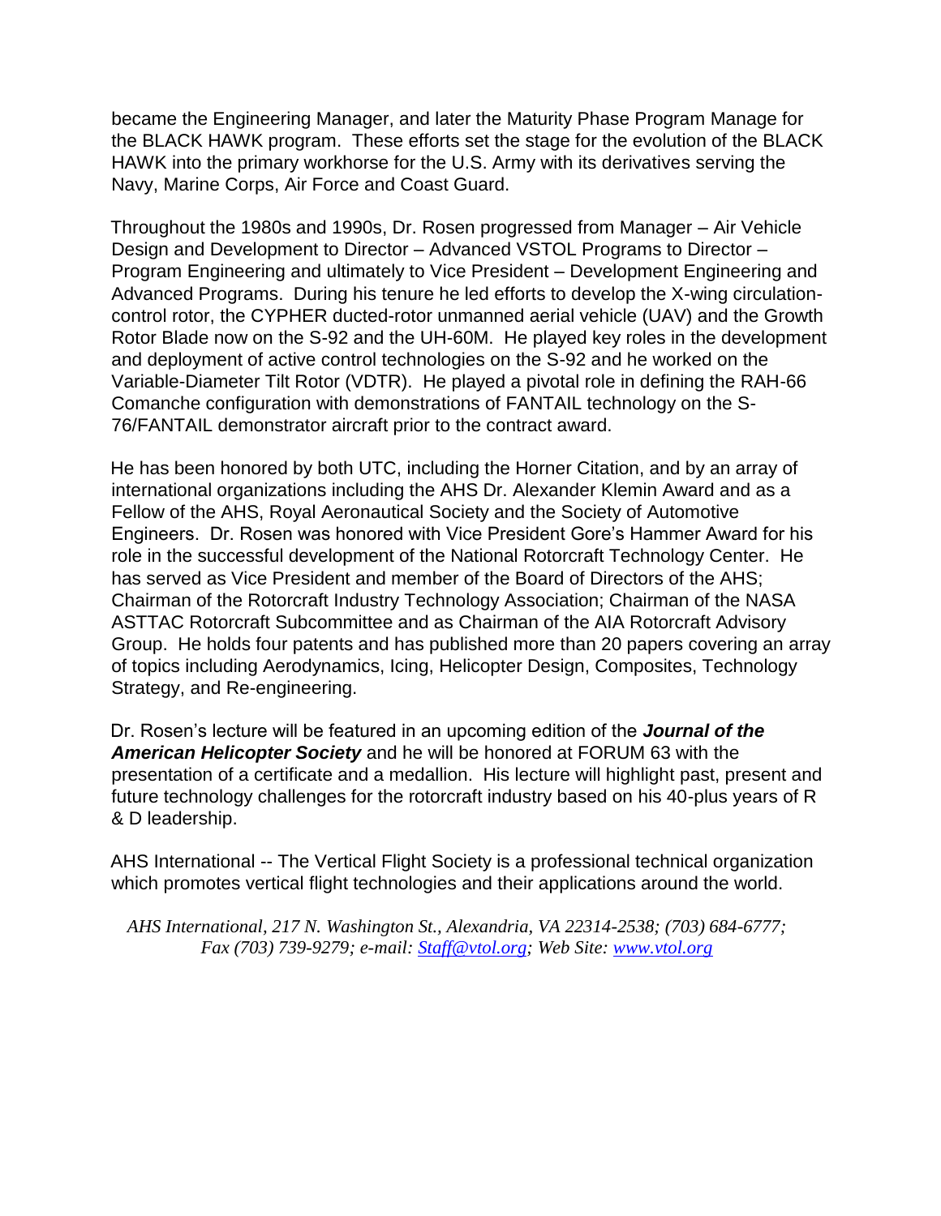became the Engineering Manager, and later the Maturity Phase Program Manage for the BLACK HAWK program. These efforts set the stage for the evolution of the BLACK HAWK into the primary workhorse for the U.S. Army with its derivatives serving the Navy, Marine Corps, Air Force and Coast Guard.

Throughout the 1980s and 1990s, Dr. Rosen progressed from Manager – Air Vehicle Design and Development to Director – Advanced VSTOL Programs to Director – Program Engineering and ultimately to Vice President – Development Engineering and Advanced Programs. During his tenure he led efforts to develop the X-wing circulation-control rotor, the CYPHER ducted-rotor unmanned aerial vehicle (UAV) and the Growth Rotor Blade now on the S-92 and the UH-60M. He played key roles in the development and deployment of active control technologies on the S-92 and he worked on the Variable-Diameter Tilt Rotor (VDTR). He played a pivotal role in defining the RAH-66 Comanche configuration with demonstrations of FANTAIL technology on the S-76/FANTAIL demonstrator aircraft prior to the contract award.

He has been honored by both UTC, including the Horner Citation, and by an array of international organizations including the AHS Dr. Alexander Klemin Award and as a Fellow of the AHS, Royal Aeronautical Society and the Society of Automotive Engineers. Dr. Rosen was honored with Vice President Gore's Hammer Award for his role in the successful development of the National Rotorcraft Technology Center. He has served as Vice President and member of the Board of Directors of the AHS; Chairman of the Rotorcraft Industry Technology Association; Chairman of the NASA ASTTAC Rotorcraft Subcommittee and as Chairman of the AIA Rotorcraft Advisory Group. He holds four patents and has published more than 20 papers covering an array of topics including Aerodynamics, Icing, Helicopter Design, Composites, Technology Strategy, and Re-engineering.

Dr. Rosen's lecture will be featured in an upcoming edition of the ***Journal of the American Helicopter Society*** and he will be honored at FORUM 63 with the presentation of a certificate and a medallion. His lecture will highlight past, present and future technology challenges for the rotorcraft industry based on his 40-plus years of R & D leadership.

AHS International -- The Vertical Flight Society is a professional technical organization which promotes vertical flight technologies and their applications around the world.

*AHS International, 217 N. Washington St., Alexandria, VA 22314-2538; (703) 684-6777; Fax (703) 739-9279; e-mail: Staff@vtol.org; Web Site: www.vtol.org*